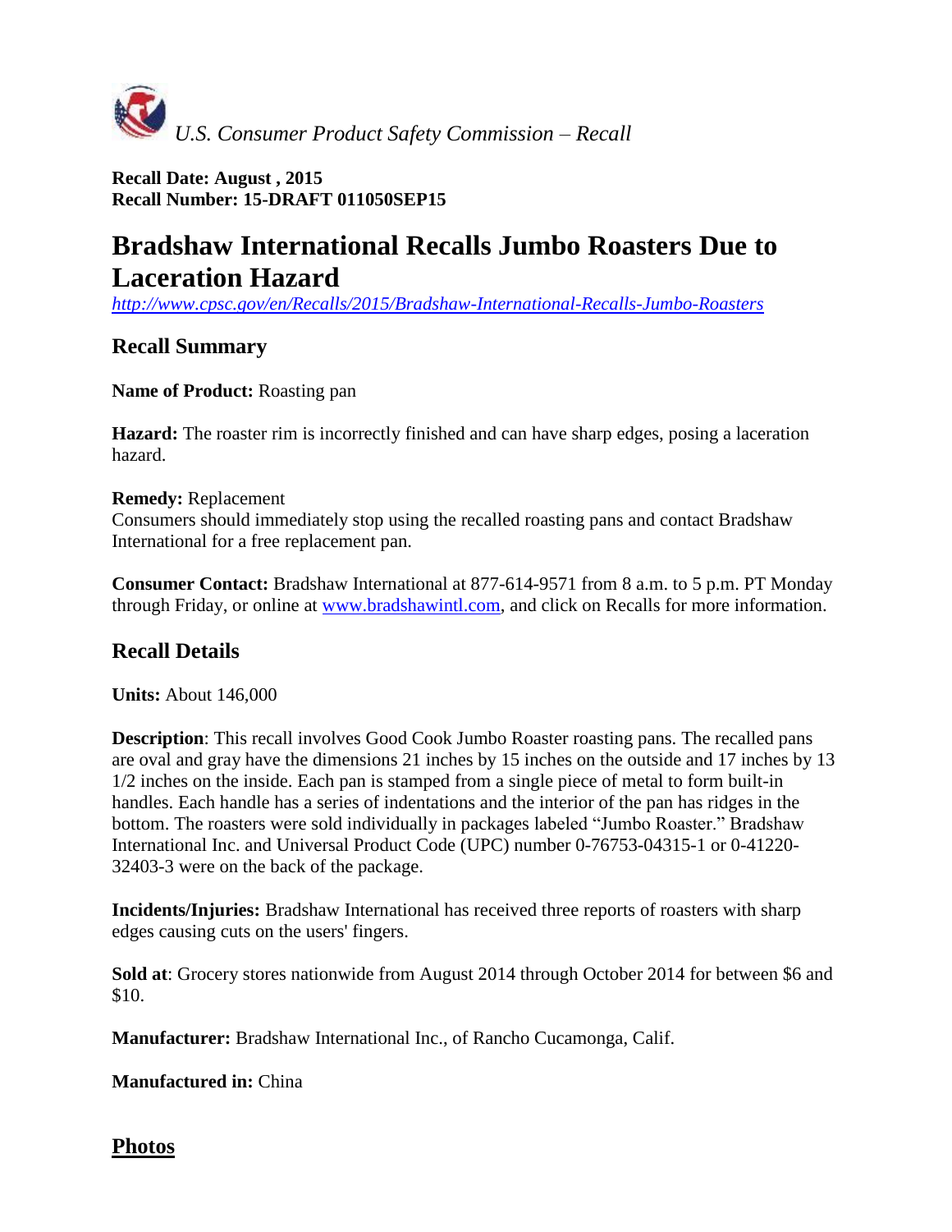*U.S. Consumer Product Safety Commission – Recall*

**Recall Date: August , 2015**
**Recall Number: 15-DRAFT 011050SEP15**

# Bradshaw International Recalls Jumbo Roasters Due to Laceration Hazard

*http://www.cpsc.gov/en/Recalls/2015/Bradshaw-International-Recalls-Jumbo-Roasters*

## Recall Summary

**Name of Product:** Roasting pan

**Hazard:** The roaster rim is incorrectly finished and can have sharp edges, posing a laceration hazard.

**Remedy:** Replacement
Consumers should immediately stop using the recalled roasting pans and contact Bradshaw International for a free replacement pan.

**Consumer Contact:** Bradshaw International at 877-614-9571 from 8 a.m. to 5 p.m. PT Monday through Friday, or online at www.bradshawintl.com, and click on Recalls for more information.

## Recall Details

**Units:** About 146,000

**Description**: This recall involves Good Cook Jumbo Roaster roasting pans. The recalled pans are oval and gray have the dimensions 21 inches by 15 inches on the outside and 17 inches by 13 1/2 inches on the inside. Each pan is stamped from a single piece of metal to form built-in handles. Each handle has a series of indentations and the interior of the pan has ridges in the bottom. The roasters were sold individually in packages labeled “Jumbo Roaster.” Bradshaw International Inc. and Universal Product Code (UPC) number 0-76753-04315-1 or 0-41220-32403-3 were on the back of the package.

**Incidents/Injuries:** Bradshaw International has received three reports of roasters with sharp edges causing cuts on the users' fingers.

**Sold at**: Grocery stores nationwide from August 2014 through October 2014 for between $6 and $10.

**Manufacturer:** Bradshaw International Inc., of Rancho Cucamonga, Calif.

**Manufactured in:** China

## Photos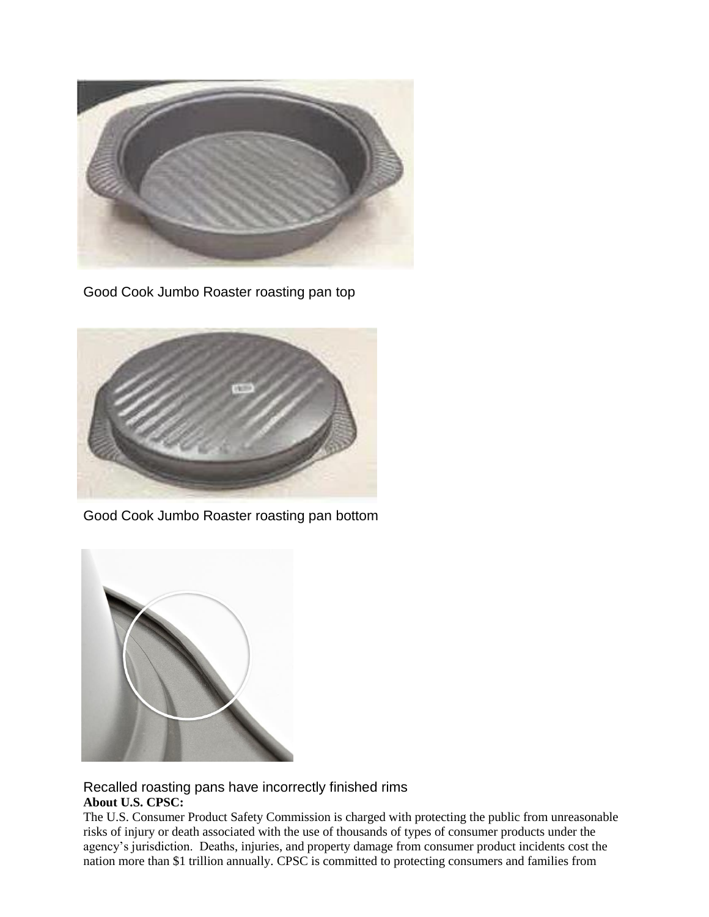Good Cook Jumbo Roaster roasting pan top

Good Cook Jumbo Roaster roasting pan bottom

Recalled roasting pans have incorrectly finished rims

**About U.S. CPSC:**

The U.S. Consumer Product Safety Commission is charged with protecting the public from unreasonable risks of injury or death associated with the use of thousands of types of consumer products under the agency's jurisdiction. Deaths, injuries, and property damage from consumer product incidents cost the nation more than $1 trillion annually. CPSC is committed to protecting consumers and families from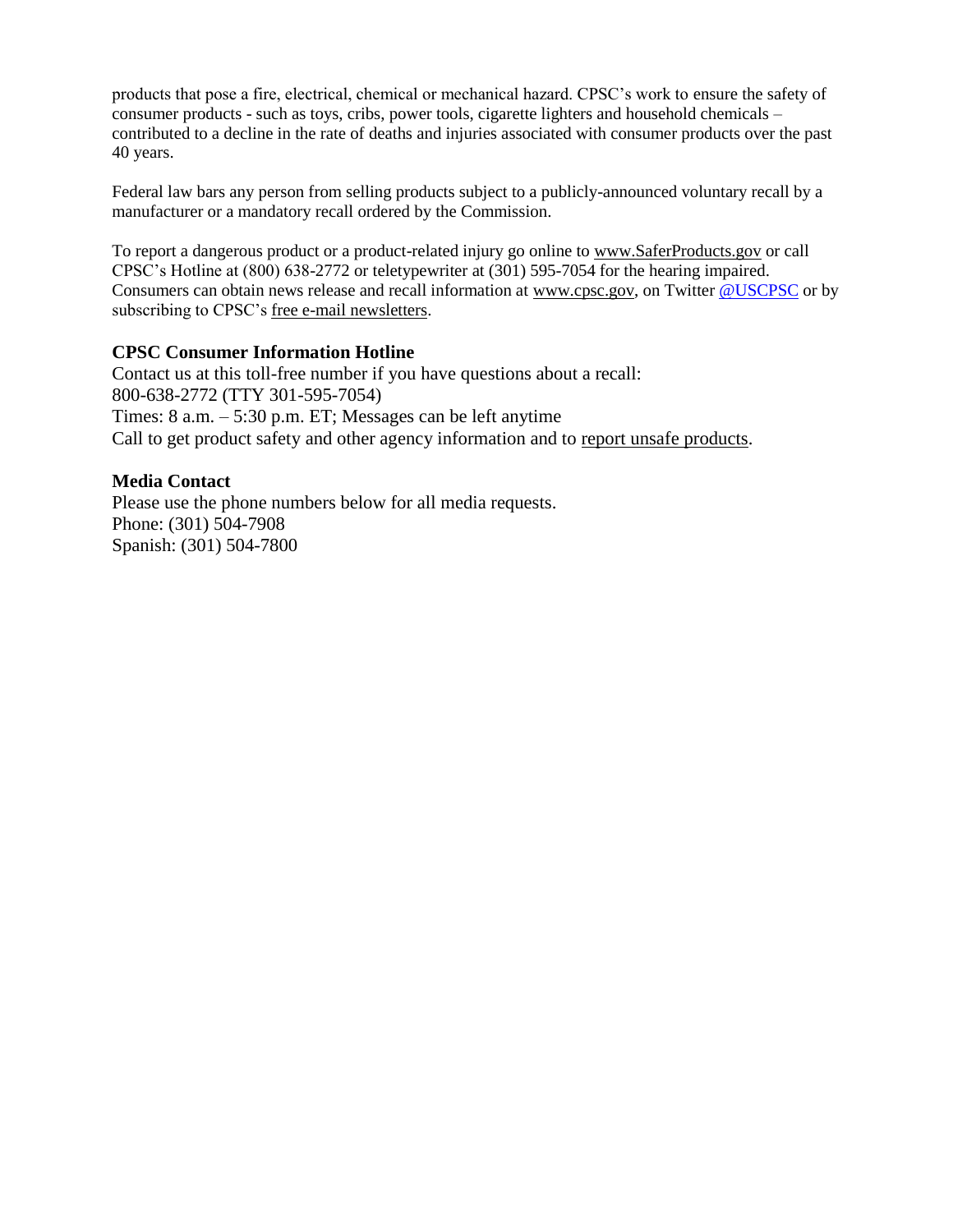products that pose a fire, electrical, chemical or mechanical hazard. CPSC's work to ensure the safety of consumer products - such as toys, cribs, power tools, cigarette lighters and household chemicals – contributed to a decline in the rate of deaths and injuries associated with consumer products over the past 40 years.

Federal law bars any person from selling products subject to a publicly-announced voluntary recall by a manufacturer or a mandatory recall ordered by the Commission.

To report a dangerous product or a product-related injury go online to www.SaferProducts.gov or call CPSC's Hotline at (800) 638-2772 or teletypewriter at (301) 595-7054 for the hearing impaired. Consumers can obtain news release and recall information at www.cpsc.gov, on Twitter @USCPSC or by subscribing to CPSC's free e-mail newsletters.

### CPSC Consumer Information Hotline

Contact us at this toll-free number if you have questions about a recall:
800-638-2772 (TTY 301-595-7054)
Times: 8 a.m. – 5:30 p.m. ET; Messages can be left anytime
Call to get product safety and other agency information and to report unsafe products.

### Media Contact

Please use the phone numbers below for all media requests.
Phone: (301) 504-7908
Spanish: (301) 504-7800